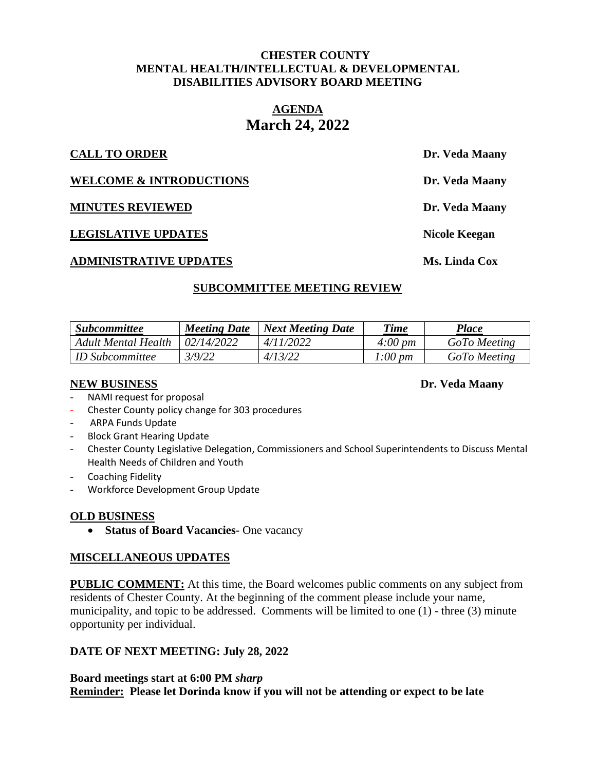**CHESTER COUNTY**
**MENTAL HEALTH/INTELLECTUAL & DEVELOPMENTAL**
**DISABILITIES ADVISORY BOARD MEETING**

# AGENDA
## March 24, 2022

**CALL TO ORDER** — **Dr. Veda Maany**

**WELCOME & INTRODUCTIONS** — **Dr. Veda Maany**

**MINUTES REVIEWED** — **Dr. Veda Maany**

**LEGISLATIVE UPDATES** — **Nicole Keegan**

**ADMINISTRATIVE UPDATES** — **Ms. Linda Cox**

### SUBCOMMITTEE MEETING REVIEW

| *Subcommittee* | *Meeting Date* | *Next Meeting Date* | *Time* | *Place* |
|---|---|---|---|---|
| *Adult Mental Health* | *02/14/2022* | *4/11/2022* | *4:00 pm* | *GoTo Meeting* |
| *ID Subcommittee* | *3/9/22* | *4/13/22* | *1:00 pm* | *GoTo Meeting* |

**NEW BUSINESS** — **Dr. Veda Maany**

- NAMI request for proposal
- Chester County policy change for 303 procedures
- ARPA Funds Update
- Block Grant Hearing Update
- Chester County Legislative Delegation, Commissioners and School Superintendents to Discuss Mental Health Needs of Children and Youth
- Coaching Fidelity
- Workforce Development Group Update

**OLD BUSINESS**

- **Status of Board Vacancies-** One vacancy

**MISCELLANEOUS UPDATES**

**PUBLIC COMMENT:** At this time, the Board welcomes public comments on any subject from residents of Chester County. At the beginning of the comment please include your name, municipality, and topic to be addressed. Comments will be limited to one (1) - three (3) minute opportunity per individual.

**DATE OF NEXT MEETING: July 28, 2022**

**Board meetings start at 6:00 PM *sharp***
**Reminder: Please let Dorinda know if you will not be attending or expect to be late**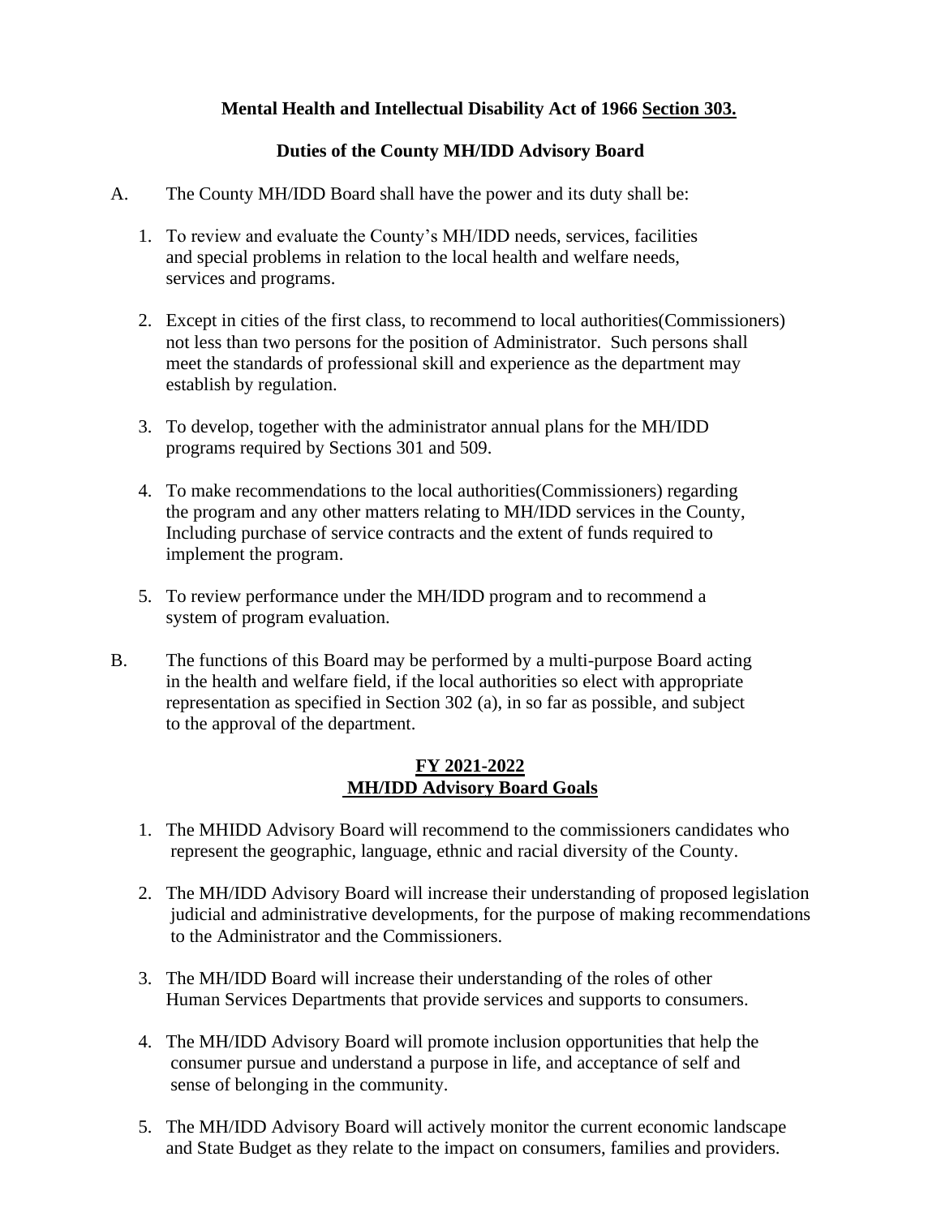**Mental Health and Intellectual Disability Act of 1966 Section 303.**

**Duties of the County MH/IDD Advisory Board**

A. The County MH/IDD Board shall have the power and its duty shall be:

1. To review and evaluate the County's MH/IDD needs, services, facilities and special problems in relation to the local health and welfare needs, services and programs.
2. Except in cities of the first class, to recommend to local authorities(Commissioners) not less than two persons for the position of Administrator. Such persons shall meet the standards of professional skill and experience as the department may establish by regulation.
3. To develop, together with the administrator annual plans for the MH/IDD programs required by Sections 301 and 509.
4. To make recommendations to the local authorities(Commissioners) regarding the program and any other matters relating to MH/IDD services in the County, Including purchase of service contracts and the extent of funds required to implement the program.
5. To review performance under the MH/IDD program and to recommend a system of program evaluation.

B. The functions of this Board may be performed by a multi-purpose Board acting in the health and welfare field, if the local authorities so elect with appropriate representation as specified in Section 302 (a), in so far as possible, and subject to the approval of the department.

**FY 2021-2022**
**MH/IDD Advisory Board Goals**

1. The MHIDD Advisory Board will recommend to the commissioners candidates who represent the geographic, language, ethnic and racial diversity of the County.
2. The MH/IDD Advisory Board will increase their understanding of proposed legislation judicial and administrative developments, for the purpose of making recommendations to the Administrator and the Commissioners.
3. The MH/IDD Board will increase their understanding of the roles of other Human Services Departments that provide services and supports to consumers.
4. The MH/IDD Advisory Board will promote inclusion opportunities that help the consumer pursue and understand a purpose in life, and acceptance of self and sense of belonging in the community.
5. The MH/IDD Advisory Board will actively monitor the current economic landscape and State Budget as they relate to the impact on consumers, families and providers.